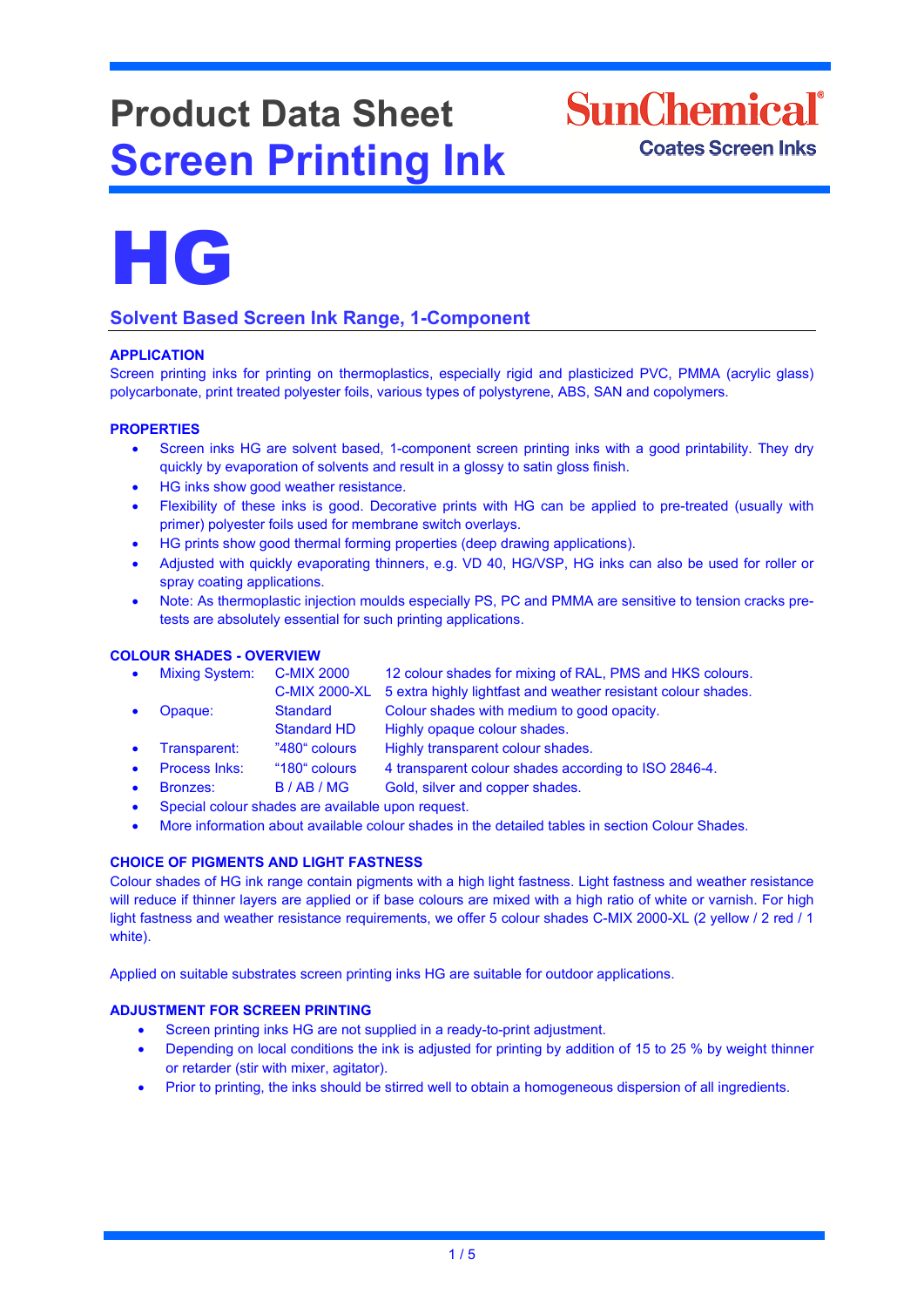# Product Data Sheet
# Screen Printing Ink

SunChemical®
Coates Screen Inks

# HG

## Solvent Based Screen Ink Range, 1-Component

### APPLICATION

Screen printing inks for printing on thermoplastics, especially rigid and plasticized PVC, PMMA (acrylic glass) polycarbonate, print treated polyester foils, various types of polystyrene, ABS, SAN and copolymers.

### PROPERTIES

- Screen inks HG are solvent based, 1-component screen printing inks with a good printability. They dry quickly by evaporation of solvents and result in a glossy to satin gloss finish.
- HG inks show good weather resistance.
- Flexibility of these inks is good. Decorative prints with HG can be applied to pre-treated (usually with primer) polyester foils used for membrane switch overlays.
- HG prints show good thermal forming properties (deep drawing applications).
- Adjusted with quickly evaporating thinners, e.g. VD 40, HG/VSP, HG inks can also be used for roller or spray coating applications.
- Note: As thermoplastic injection moulds especially PS, PC and PMMA are sensitive to tension cracks pre-tests are absolutely essential for such printing applications.

### COLOUR SHADES - OVERVIEW

- Mixing System: C-MIX 2000 — 12 colour shades for mixing of RAL, PMS and HKS colours.
  C-MIX 2000-XL — 5 extra highly lightfast and weather resistant colour shades.
- Opaque: Standard — Colour shades with medium to good opacity.
  Standard HD — Highly opaque colour shades.
- Transparent: "480" colours — Highly transparent colour shades.
- Process Inks: "180" colours — 4 transparent colour shades according to ISO 2846-4.
- Bronzes: B / AB / MG — Gold, silver and copper shades.
- Special colour shades are available upon request.
- More information about available colour shades in the detailed tables in section Colour Shades.

### CHOICE OF PIGMENTS AND LIGHT FASTNESS

Colour shades of HG ink range contain pigments with a high light fastness. Light fastness and weather resistance will reduce if thinner layers are applied or if base colours are mixed with a high ratio of white or varnish. For high light fastness and weather resistance requirements, we offer 5 colour shades C-MIX 2000-XL (2 yellow / 2 red / 1 white).

Applied on suitable substrates screen printing inks HG are suitable for outdoor applications.

### ADJUSTMENT FOR SCREEN PRINTING

- Screen printing inks HG are not supplied in a ready-to-print adjustment.
- Depending on local conditions the ink is adjusted for printing by addition of 15 to 25 % by weight thinner or retarder (stir with mixer, agitator).
- Prior to printing, the inks should be stirred well to obtain a homogeneous dispersion of all ingredients.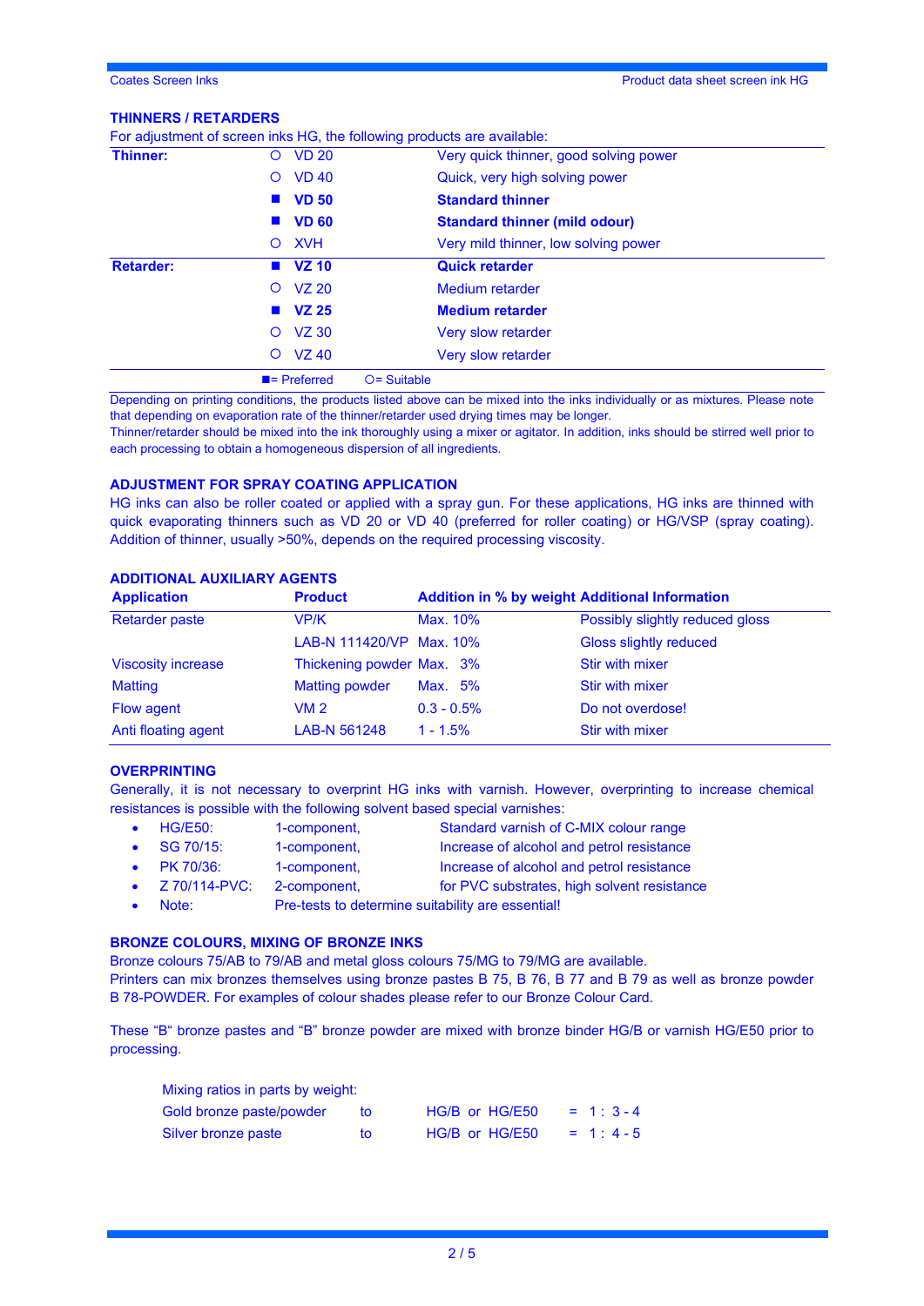## THINNERS / RETARDERS

For adjustment of screen inks HG, the following products are available:

| | | |
|---|---|---|
| **Thinner:** | ○ VD 20 | Very quick thinner, good solving power |
| | ○ VD 40 | Quick, very high solving power |
| | ■ **VD 50** | **Standard thinner** |
| | ■ **VD 60** | **Standard thinner (mild odour)** |
| | ○ XVH | Very mild thinner, low solving power |
| **Retarder:** | ■ **VZ 10** | **Quick retarder** |
| | ○ VZ 20 | Medium retarder |
| | ■ **VZ 25** | **Medium retarder** |
| | ○ VZ 30 | Very slow retarder |
| | ○ VZ 40 | Very slow retarder |

■= Preferred ○= Suitable

Depending on printing conditions, the products listed above can be mixed into the inks individually or as mixtures. Please note that depending on evaporation rate of the thinner/retarder used drying times may be longer.
Thinner/retarder should be mixed into the ink thoroughly using a mixer or agitator. In addition, inks should be stirred well prior to each processing to obtain a homogeneous dispersion of all ingredients.

## ADJUSTMENT FOR SPRAY COATING APPLICATION

HG inks can also be roller coated or applied with a spray gun. For these applications, HG inks are thinned with quick evaporating thinners such as VD 20 or VD 40 (preferred for roller coating) or HG/VSP (spray coating). Addition of thinner, usually >50%, depends on the required processing viscosity.

## ADDITIONAL AUXILIARY AGENTS

| Application | Product | Addition in % by weight | Additional Information |
|---|---|---|---|
| Retarder paste | VP/K | Max. 10% | Possibly slightly reduced gloss |
| | LAB-N 111420/VP | Max. 10% | Gloss slightly reduced |
| Viscosity increase | Thickening powder | Max. 3% | Stir with mixer |
| Matting | Matting powder | Max. 5% | Stir with mixer |
| Flow agent | VM 2 | 0.3 - 0.5% | Do not overdose! |
| Anti floating agent | LAB-N 561248 | 1 - 1.5% | Stir with mixer |

## OVERPRINTING

Generally, it is not necessary to overprint HG inks with varnish. However, overprinting to increase chemical resistances is possible with the following solvent based special varnishes:

- HG/E50: 1-component, Standard varnish of C-MIX colour range
- SG 70/15: 1-component, Increase of alcohol and petrol resistance
- PK 70/36: 1-component, Increase of alcohol and petrol resistance
- Z 70/114-PVC: 2-component, for PVC substrates, high solvent resistance
- Note: Pre-tests to determine suitability are essential!

## BRONZE COLOURS, MIXING OF BRONZE INKS

Bronze colours 75/AB to 79/AB and metal gloss colours 75/MG to 79/MG are available.
Printers can mix bronzes themselves using bronze pastes B 75, B 76, B 77 and B 79 as well as bronze powder B 78-POWDER. For examples of colour shades please refer to our Bronze Colour Card.

These "B" bronze pastes and "B" bronze powder are mixed with bronze binder HG/B or varnish HG/E50 prior to processing.

Mixing ratios in parts by weight:

| | | | |
|---|---|---|---|
| Gold bronze paste/powder | to | HG/B or HG/E50 | = 1 : 3 - 4 |
| Silver bronze paste | to | HG/B or HG/E50 | = 1 : 4 - 5 |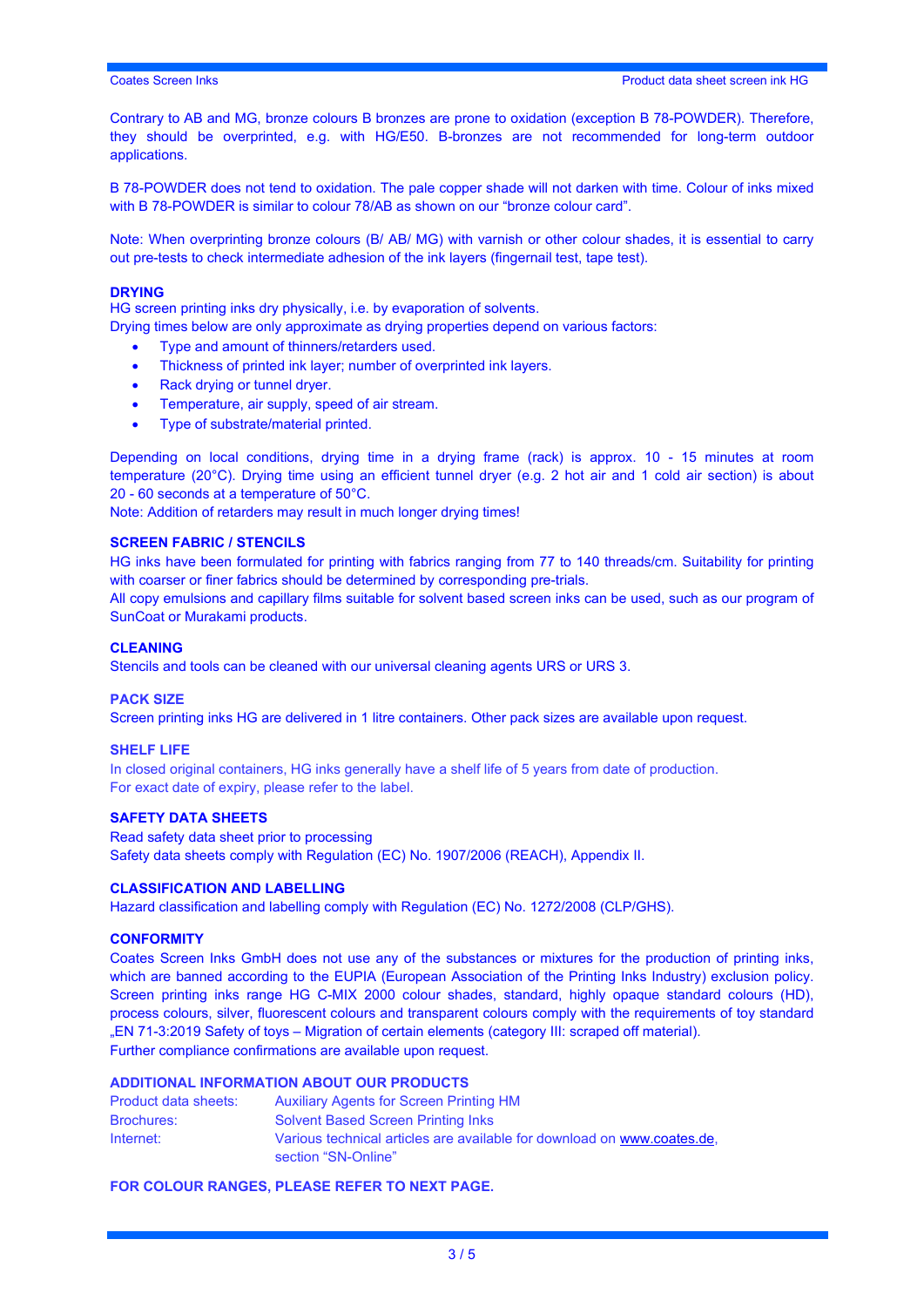Contrary to AB and MG, bronze colours B bronzes are prone to oxidation (exception B 78-POWDER). Therefore, they should be overprinted, e.g. with HG/E50. B-bronzes are not recommended for long-term outdoor applications.

B 78-POWDER does not tend to oxidation. The pale copper shade will not darken with time. Colour of inks mixed with B 78-POWDER is similar to colour 78/AB as shown on our "bronze colour card".

Note: When overprinting bronze colours (B/ AB/ MG) with varnish or other colour shades, it is essential to carry out pre-tests to check intermediate adhesion of the ink layers (fingernail test, tape test).

## DRYING

HG screen printing inks dry physically, i.e. by evaporation of solvents.
Drying times below are only approximate as drying properties depend on various factors:

- Type and amount of thinners/retarders used.
- Thickness of printed ink layer; number of overprinted ink layers.
- Rack drying or tunnel dryer.
- Temperature, air supply, speed of air stream.
- Type of substrate/material printed.

Depending on local conditions, drying time in a drying frame (rack) is approx. 10 - 15 minutes at room temperature (20°C). Drying time using an efficient tunnel dryer (e.g. 2 hot air and 1 cold air section) is about 20 - 60 seconds at a temperature of 50°C.
Note: Addition of retarders may result in much longer drying times!

## SCREEN FABRIC / STENCILS

HG inks have been formulated for printing with fabrics ranging from 77 to 140 threads/cm. Suitability for printing with coarser or finer fabrics should be determined by corresponding pre-trials.
All copy emulsions and capillary films suitable for solvent based screen inks can be used, such as our program of SunCoat or Murakami products.

## CLEANING

Stencils and tools can be cleaned with our universal cleaning agents URS or URS 3.

## PACK SIZE

Screen printing inks HG are delivered in 1 litre containers. Other pack sizes are available upon request.

## SHELF LIFE

In closed original containers, HG inks generally have a shelf life of 5 years from date of production.
For exact date of expiry, please refer to the label.

## SAFETY DATA SHEETS

Read safety data sheet prior to processing
Safety data sheets comply with Regulation (EC) No. 1907/2006 (REACH), Appendix II.

## CLASSIFICATION AND LABELLING

Hazard classification and labelling comply with Regulation (EC) No. 1272/2008 (CLP/GHS).

## CONFORMITY

Coates Screen Inks GmbH does not use any of the substances or mixtures for the production of printing inks, which are banned according to the EUPIA (European Association of the Printing Inks Industry) exclusion policy. Screen printing inks range HG C-MIX 2000 colour shades, standard, highly opaque standard colours (HD), process colours, silver, fluorescent colours and transparent colours comply with the requirements of toy standard „EN 71-3:2019 Safety of toys – Migration of certain elements (category III: scraped off material).
Further compliance confirmations are available upon request.

## ADDITIONAL INFORMATION ABOUT OUR PRODUCTS

| | |
|---|---|
| Product data sheets: | Auxiliary Agents for Screen Printing HM |
| Brochures: | Solvent Based Screen Printing Inks |
| Internet: | Various technical articles are available for download on www.coates.de, section "SN-Online" |

**FOR COLOUR RANGES, PLEASE REFER TO NEXT PAGE.**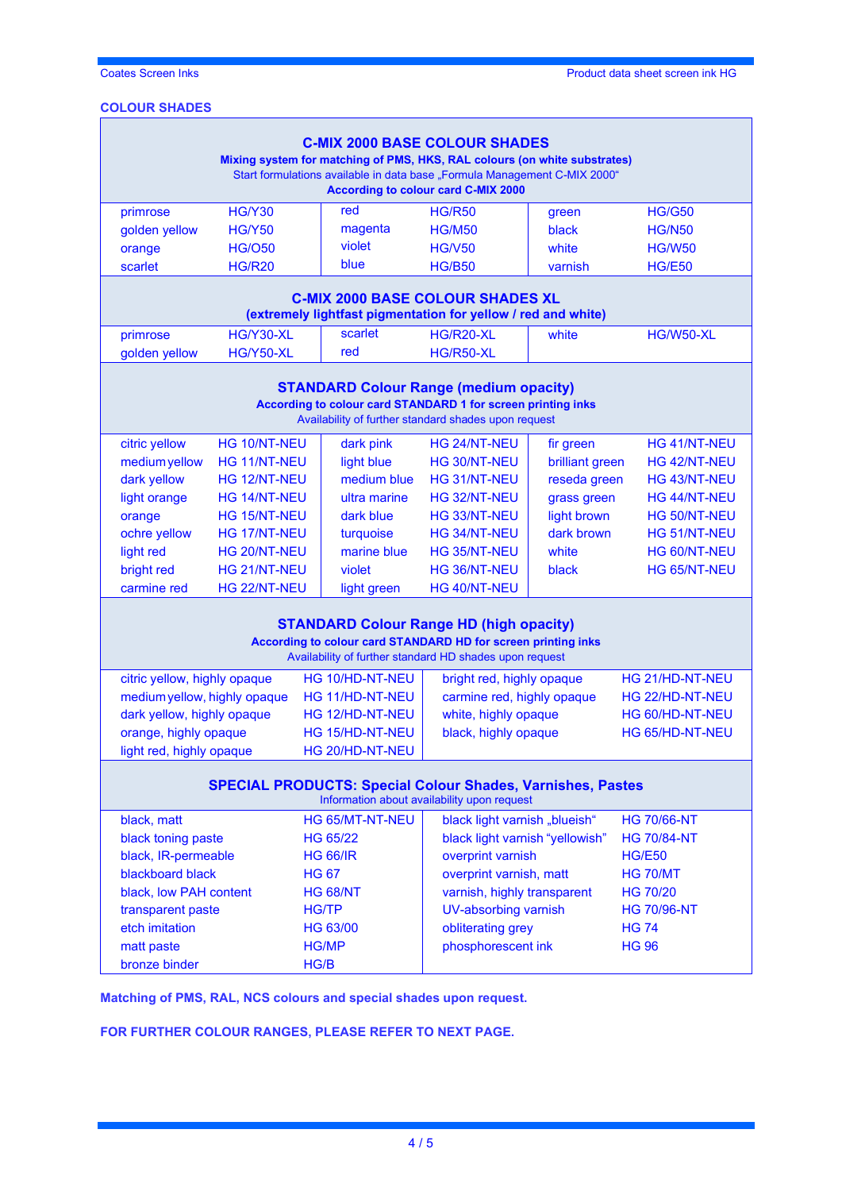## COLOUR SHADES

### C-MIX 2000 BASE COLOUR SHADES

**Mixing system for matching of PMS, HKS, RAL colours (on white substrates)**

Start formulations available in data base „Formula Management C-MIX 2000"

**According to colour card C-MIX 2000**

| | | | | | |
|---|---|---|---|---|---|
| primrose | HG/Y30 | red | HG/R50 | green | HG/G50 |
| golden yellow | HG/Y50 | magenta | HG/M50 | black | HG/N50 |
| orange | HG/O50 | violet | HG/V50 | white | HG/W50 |
| scarlet | HG/R20 | blue | HG/B50 | varnish | HG/E50 |

### C-MIX 2000 BASE COLOUR SHADES XL

**(extremely lightfast pigmentation for yellow / red and white)**

| | | | | | |
|---|---|---|---|---|---|
| primrose | HG/Y30-XL | scarlet | HG/R20-XL | white | HG/W50-XL |
| golden yellow | HG/Y50-XL | red | HG/R50-XL | | |

### STANDARD Colour Range (medium opacity)

**According to colour card STANDARD 1 for screen printing inks**

Availability of further standard shades upon request

| | | | | | |
|---|---|---|---|---|---|
| citric yellow | HG 10/NT-NEU | dark pink | HG 24/NT-NEU | fir green | HG 41/NT-NEU |
| medium yellow | HG 11/NT-NEU | light blue | HG 30/NT-NEU | brilliant green | HG 42/NT-NEU |
| dark yellow | HG 12/NT-NEU | medium blue | HG 31/NT-NEU | reseda green | HG 43/NT-NEU |
| light orange | HG 14/NT-NEU | ultra marine | HG 32/NT-NEU | grass green | HG 44/NT-NEU |
| orange | HG 15/NT-NEU | dark blue | HG 33/NT-NEU | light brown | HG 50/NT-NEU |
| ochre yellow | HG 17/NT-NEU | turquoise | HG 34/NT-NEU | dark brown | HG 51/NT-NEU |
| light red | HG 20/NT-NEU | marine blue | HG 35/NT-NEU | white | HG 60/NT-NEU |
| bright red | HG 21/NT-NEU | violet | HG 36/NT-NEU | black | HG 65/NT-NEU |
| carmine red | HG 22/NT-NEU | light green | HG 40/NT-NEU | | |

### STANDARD Colour Range HD (high opacity)

**According to colour card STANDARD HD for screen printing inks**

Availability of further standard HD shades upon request

| | | | |
|---|---|---|---|
| citric yellow, highly opaque | HG 10/HD-NT-NEU | bright red, highly opaque | HG 21/HD-NT-NEU |
| medium yellow, highly opaque | HG 11/HD-NT-NEU | carmine red, highly opaque | HG 22/HD-NT-NEU |
| dark yellow, highly opaque | HG 12/HD-NT-NEU | white, highly opaque | HG 60/HD-NT-NEU |
| orange, highly opaque | HG 15/HD-NT-NEU | black, highly opaque | HG 65/HD-NT-NEU |
| light red, highly opaque | HG 20/HD-NT-NEU | | |

### SPECIAL PRODUCTS: Special Colour Shades, Varnishes, Pastes

Information about availability upon request

| | | | |
|---|---|---|---|
| black, matt | HG 65/MT-NT-NEU | black light varnish „blueish" | HG 70/66-NT |
| black toning paste | HG 65/22 | black light varnish "yellowish" | HG 70/84-NT |
| black, IR-permeable | HG 66/IR | overprint varnish | HG/E50 |
| blackboard black | HG 67 | overprint varnish, matt | HG 70/MT |
| black, low PAH content | HG 68/NT | varnish, highly transparent | HG 70/20 |
| transparent paste | HG/TP | UV-absorbing varnish | HG 70/96-NT |
| etch imitation | HG 63/00 | obliterating grey | HG 74 |
| matt paste | HG/MP | phosphorescent ink | HG 96 |
| bronze binder | HG/B | | |

**Matching of PMS, RAL, NCS colours and special shades upon request.**

**FOR FURTHER COLOUR RANGES, PLEASE REFER TO NEXT PAGE.**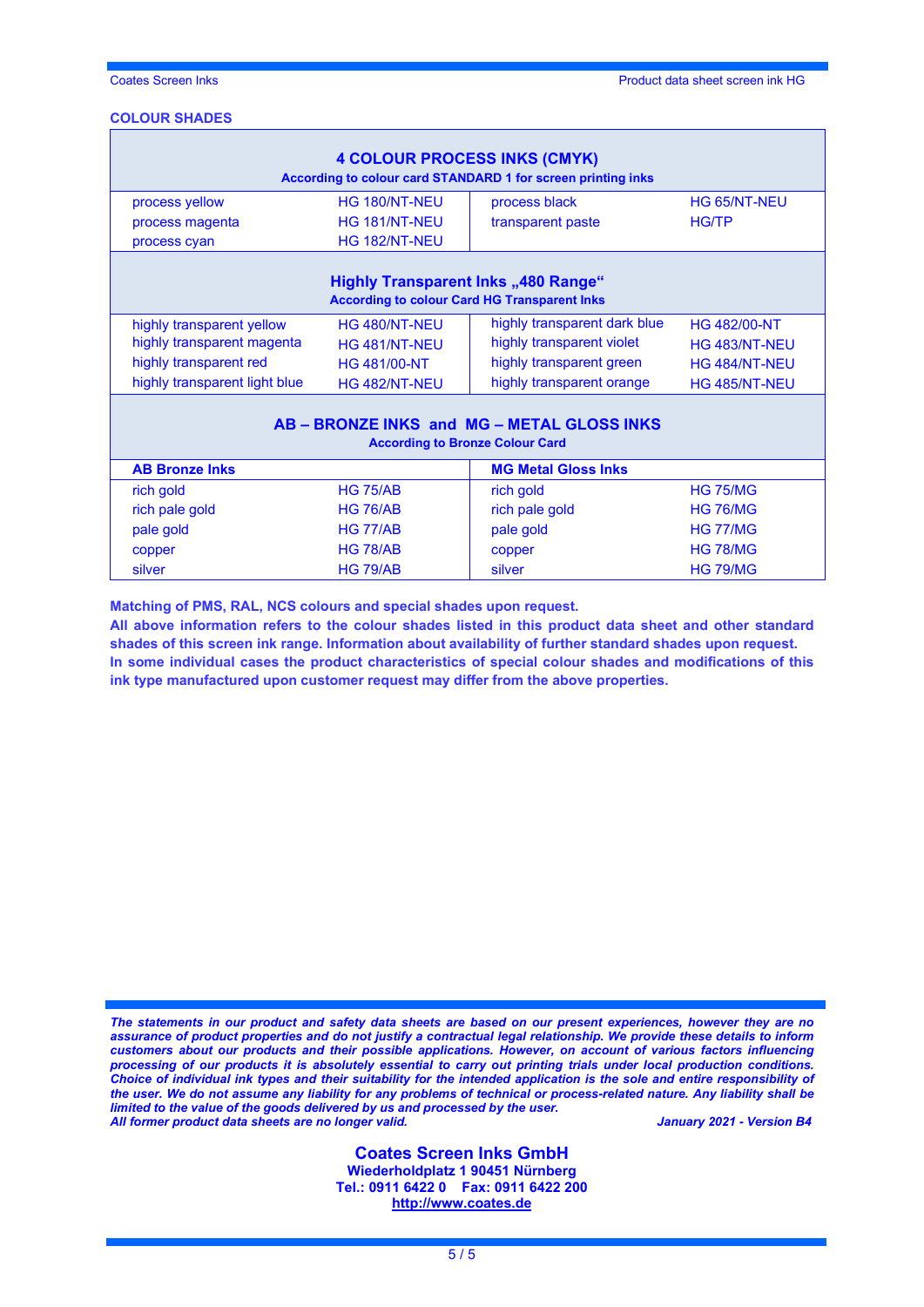## COLOUR SHADES

| | | | |
|---|---|---|---|
| **4 COLOUR PROCESS INKS (CMYK)** According to colour card STANDARD 1 for screen printing inks | | | |
| process yellow | HG 180/NT-NEU | process black | HG 65/NT-NEU |
| process magenta | HG 181/NT-NEU | transparent paste | HG/TP |
| process cyan | HG 182/NT-NEU | | |
| **Highly Transparent Inks „480 Range“** According to colour Card HG Transparent Inks | | | |
| highly transparent yellow | HG 480/NT-NEU | highly transparent dark blue | HG 482/00-NT |
| highly transparent magenta | HG 481/NT-NEU | highly transparent violet | HG 483/NT-NEU |
| highly transparent red | HG 481/00-NT | highly transparent green | HG 484/NT-NEU |
| highly transparent light blue | HG 482/NT-NEU | highly transparent orange | HG 485/NT-NEU |
| **AB – BRONZE INKS and MG – METAL GLOSS INKS** According to Bronze Colour Card | | | |
| **AB Bronze Inks** | | **MG Metal Gloss Inks** | |
| rich gold | HG 75/AB | rich gold | HG 75/MG |
| rich pale gold | HG 76/AB | rich pale gold | HG 76/MG |
| pale gold | HG 77/AB | pale gold | HG 77/MG |
| copper | HG 78/AB | copper | HG 78/MG |
| silver | HG 79/AB | silver | HG 79/MG |

**Matching of PMS, RAL, NCS colours and special shades upon request.**
**All above information refers to the colour shades listed in this product data sheet and other standard shades of this screen ink range. Information about availability of further standard shades upon request.**
**In some individual cases the product characteristics of special colour shades and modifications of this ink type manufactured upon customer request may differ from the above properties.**

***The statements in our product and safety data sheets are based on our present experiences, however they are no assurance of product properties and do not justify a contractual legal relationship. We provide these details to inform customers about our products and their possible applications. However, on account of various factors influencing processing of our products it is absolutely essential to carry out printing trials under local production conditions. Choice of individual ink types and their suitability for the intended application is the sole and entire responsibility of the user. We do not assume any liability for any problems of technical or process-related nature. Any liability shall be limited to the value of the goods delivered by us and processed by the user.***
***All former product data sheets are no longer valid.*** ***January 2021 - Version B4***

**Coates Screen Inks GmbH**
**Wiederholdplatz 1 90451 Nürnberg**
**Tel.: 0911 6422 0 Fax: 0911 6422 200**
**http://www.coates.de**